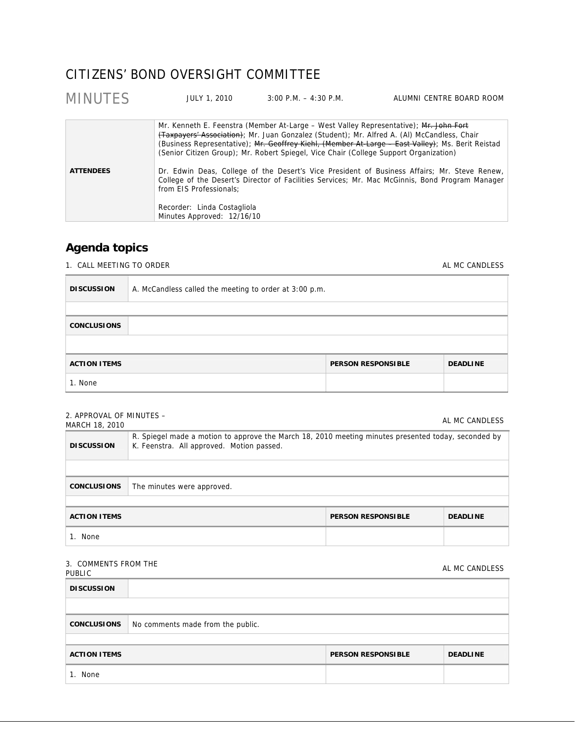# CITIZENS' BOND OVERSIGHT COMMITTEE

## MINUTES

JULY 1, 2010 | 3:00 P.M. – 4:30 P.M. | ALUMNI CENTRE BOARD ROOM

| | |
|---|---|
| **ATTENDEES** | Mr. Kenneth E. Feenstra (Member At-Large – West Valley Representative); ~~Mr. John Fort (Taxpayers' Association)~~; Mr. Juan Gonzalez (Student); Mr. Alfred A. (Al) McCandless, Chair (Business Representative); ~~Mr. Geoffrey Kiehl, (Member At-Large – East Valley)~~; Ms. Berit Reistad (Senior Citizen Group); Mr. Robert Spiegel, Vice Chair (College Support Organization)<br><br>Dr. Edwin Deas, College of the Desert's Vice President of Business Affairs; Mr. Steve Renew, College of the Desert's Director of Facilities Services; Mr. Mac McGinnis, Bond Program Manager from EIS Professionals;<br><br>Recorder: Linda Costagliola<br>Minutes Approved: 12/16/10 |

## Agenda topics

### 1. CALL MEETING TO ORDER — AL MC CANDLESS

| | |
|---|---|
| **DISCUSSION** | A. McCandless called the meeting to order at 3:00 p.m. |
| **CONCLUSIONS** | |

| ACTION ITEMS | PERSON RESPONSIBLE | DEADLINE |
|---|---|---|
| 1. None | | |

### 2. APPROVAL OF MINUTES – MARCH 18, 2010 — AL MC CANDLESS

| | |
|---|---|
| **DISCUSSION** | R. Spiegel made a motion to approve the March 18, 2010 meeting minutes presented today, seconded by K. Feenstra. All approved. Motion passed. |
| **CONCLUSIONS** | The minutes were approved. |

| ACTION ITEMS | PERSON RESPONSIBLE | DEADLINE |
|---|---|---|
| 1. None | | |

### 3. COMMENTS FROM THE PUBLIC — AL MC CANDLESS

| | |
|---|---|
| **DISCUSSION** | |
| **CONCLUSIONS** | No comments made from the public. |

| ACTION ITEMS | PERSON RESPONSIBLE | DEADLINE |
|---|---|---|
| 1. None | | |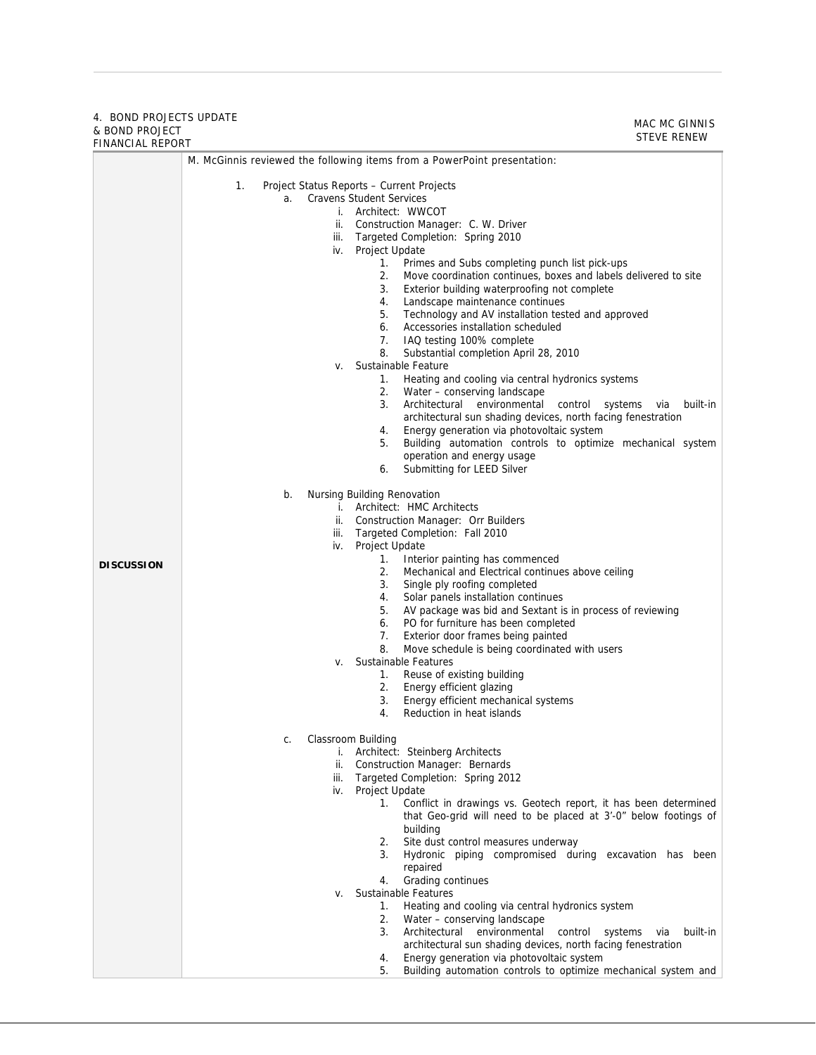4. BOND PROJECTS UPDATE & BOND PROJECT FINANCIAL REPORT — MAC MC GINNIS, STEVE RENEW

**DISCUSSION**

M. McGinnis reviewed the following items from a PowerPoint presentation:

1. Project Status Reports – Current Projects
   a. Cravens Student Services
      i. Architect: WWCOT
      ii. Construction Manager: C. W. Driver
      iii. Targeted Completion: Spring 2010
      iv. Project Update
         1. Primes and Subs completing punch list pick-ups
         2. Move coordination continues, boxes and labels delivered to site
         3. Exterior building waterproofing not complete
         4. Landscape maintenance continues
         5. Technology and AV installation tested and approved
         6. Accessories installation scheduled
         7. IAQ testing 100% complete
         8. Substantial completion April 28, 2010
      v. Sustainable Feature
         1. Heating and cooling via central hydronics systems
         2. Water – conserving landscape
         3. Architectural environmental control systems via built-in architectural sun shading devices, north facing fenestration
         4. Energy generation via photovoltaic system
         5. Building automation controls to optimize mechanical system operation and energy usage
         6. Submitting for LEED Silver

   b. Nursing Building Renovation
      i. Architect: HMC Architects
      ii. Construction Manager: Orr Builders
      iii. Targeted Completion: Fall 2010
      iv. Project Update
         1. Interior painting has commenced
         2. Mechanical and Electrical continues above ceiling
         3. Single ply roofing completed
         4. Solar panels installation continues
         5. AV package was bid and Sextant is in process of reviewing
         6. PO for furniture has been completed
         7. Exterior door frames being painted
         8. Move schedule is being coordinated with users
      v. Sustainable Features
         1. Reuse of existing building
         2. Energy efficient glazing
         3. Energy efficient mechanical systems
         4. Reduction in heat islands

   c. Classroom Building
      i. Architect: Steinberg Architects
      ii. Construction Manager: Bernards
      iii. Targeted Completion: Spring 2012
      iv. Project Update
         1. Conflict in drawings vs. Geotech report, it has been determined that Geo-grid will need to be placed at 3'-0" below footings of building
         2. Site dust control measures underway
         3. Hydronic piping compromised during excavation has been repaired
         4. Grading continues
      v. Sustainable Features
         1. Heating and cooling via central hydronics system
         2. Water – conserving landscape
         3. Architectural environmental control systems via built-in architectural sun shading devices, north facing fenestration
         4. Energy generation via photovoltaic system
         5. Building automation controls to optimize mechanical system and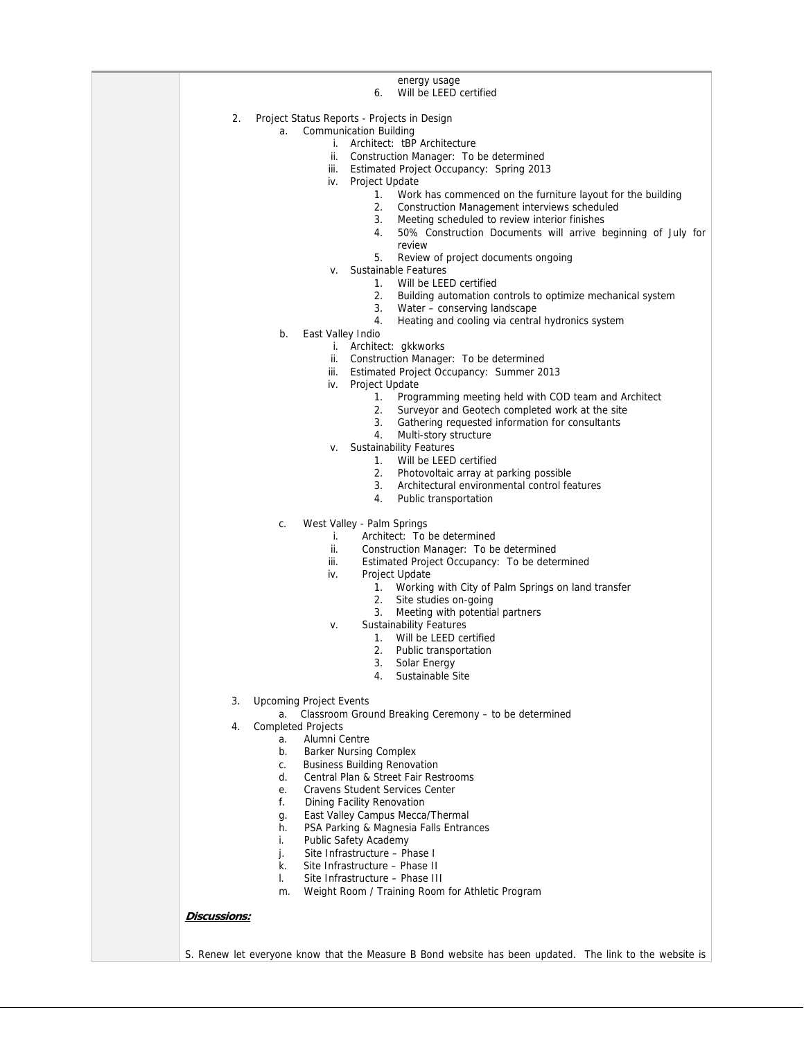energy usage
6. Will be LEED certified

2. Project Status Reports - Projects in Design
   a. Communication Building
      i. Architect: tBP Architecture
      ii. Construction Manager: To be determined
      iii. Estimated Project Occupancy: Spring 2013
      iv. Project Update
         1. Work has commenced on the furniture layout for the building
         2. Construction Management interviews scheduled
         3. Meeting scheduled to review interior finishes
         4. 50% Construction Documents will arrive beginning of July for review
         5. Review of project documents ongoing
      v. Sustainable Features
         1. Will be LEED certified
         2. Building automation controls to optimize mechanical system
         3. Water – conserving landscape
         4. Heating and cooling via central hydronics system
   b. East Valley Indio
      i. Architect: gkkworks
      ii. Construction Manager: To be determined
      iii. Estimated Project Occupancy: Summer 2013
      iv. Project Update
         1. Programming meeting held with COD team and Architect
         2. Surveyor and Geotech completed work at the site
         3. Gathering requested information for consultants
         4. Multi-story structure
      v. Sustainability Features
         1. Will be LEED certified
         2. Photovoltaic array at parking possible
         3. Architectural environmental control features
         4. Public transportation
   c. West Valley - Palm Springs
      i. Architect: To be determined
      ii. Construction Manager: To be determined
      iii. Estimated Project Occupancy: To be determined
      iv. Project Update
         1. Working with City of Palm Springs on land transfer
         2. Site studies on-going
         3. Meeting with potential partners
      v. Sustainability Features
         1. Will be LEED certified
         2. Public transportation
         3. Solar Energy
         4. Sustainable Site

3. Upcoming Project Events
   a. Classroom Ground Breaking Ceremony – to be determined
4. Completed Projects
   a. Alumni Centre
   b. Barker Nursing Complex
   c. Business Building Renovation
   d. Central Plan & Street Fair Restrooms
   e. Cravens Student Services Center
   f. Dining Facility Renovation
   g. East Valley Campus Mecca/Thermal
   h. PSA Parking & Magnesia Falls Entrances
   i. Public Safety Academy
   j. Site Infrastructure – Phase I
   k. Site Infrastructure – Phase II
   l. Site Infrastructure – Phase III
   m. Weight Room / Training Room for Athletic Program

***Discussions:***

S. Renew let everyone know that the Measure B Bond website has been updated. The link to the website is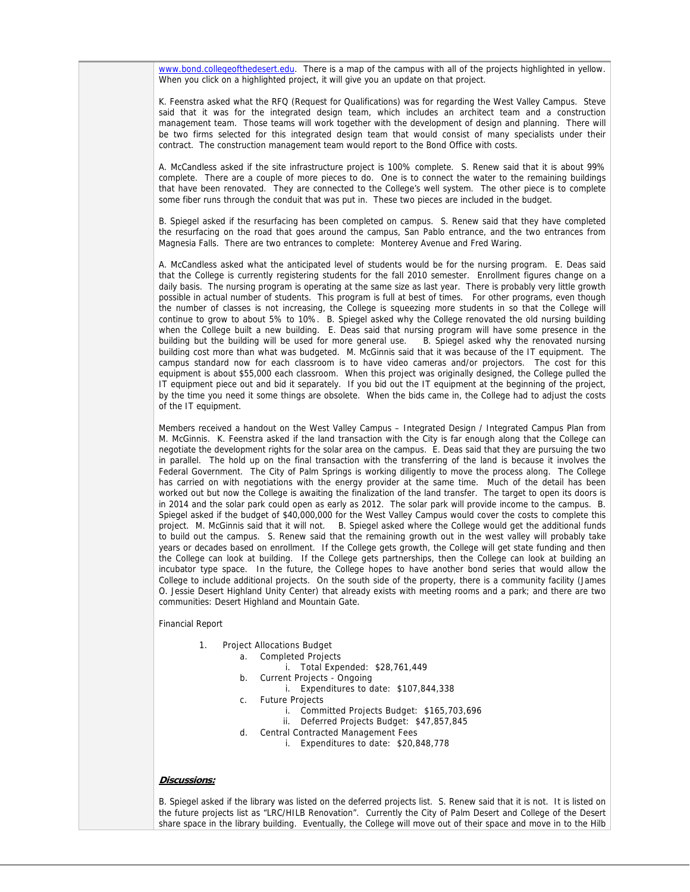www.bond.collegeofthedesert.edu. There is a map of the campus with all of the projects highlighted in yellow. When you click on a highlighted project, it will give you an update on that project.

K. Feenstra asked what the RFQ (Request for Qualifications) was for regarding the West Valley Campus. Steve said that it was for the integrated design team, which includes an architect team and a construction management team. Those teams will work together with the development of design and planning. There will be two firms selected for this integrated design team that would consist of many specialists under their contract. The construction management team would report to the Bond Office with costs.

A. McCandless asked if the site infrastructure project is 100% complete. S. Renew said that it is about 99% complete. There are a couple of more pieces to do. One is to connect the water to the remaining buildings that have been renovated. They are connected to the College's well system. The other piece is to complete some fiber runs through the conduit that was put in. These two pieces are included in the budget.

B. Spiegel asked if the resurfacing has been completed on campus. S. Renew said that they have completed the resurfacing on the road that goes around the campus, San Pablo entrance, and the two entrances from Magnesia Falls. There are two entrances to complete: Monterey Avenue and Fred Waring.

A. McCandless asked what the anticipated level of students would be for the nursing program. E. Deas said that the College is currently registering students for the fall 2010 semester. Enrollment figures change on a daily basis. The nursing program is operating at the same size as last year. There is probably very little growth possible in actual number of students. This program is full at best of times. For other programs, even though the number of classes is not increasing, the College is squeezing more students in so that the College will continue to grow to about 5% to 10%. B. Spiegel asked why the College renovated the old nursing building when the College built a new building. E. Deas said that nursing program will have some presence in the building but the building will be used for more general use. B. Spiegel asked why the renovated nursing building cost more than what was budgeted. M. McGinnis said that it was because of the IT equipment. The campus standard now for each classroom is to have video cameras and/or projectors. The cost for this equipment is about $55,000 each classroom. When this project was originally designed, the College pulled the IT equipment piece out and bid it separately. If you bid out the IT equipment at the beginning of the project, by the time you need it some things are obsolete. When the bids came in, the College had to adjust the costs of the IT equipment.

Members received a handout on the West Valley Campus – Integrated Design / Integrated Campus Plan from M. McGinnis. K. Feenstra asked if the land transaction with the City is far enough along that the College can negotiate the development rights for the solar area on the campus. E. Deas said that they are pursuing the two in parallel. The hold up on the final transaction with the transferring of the land is because it involves the Federal Government. The City of Palm Springs is working diligently to move the process along. The College has carried on with negotiations with the energy provider at the same time. Much of the detail has been worked out but now the College is awaiting the finalization of the land transfer. The target to open its doors is in 2014 and the solar park could open as early as 2012. The solar park will provide income to the campus. B. Spiegel asked if the budget of $40,000,000 for the West Valley Campus would cover the costs to complete this project. M. McGinnis said that it will not. B. Spiegel asked where the College would get the additional funds to build out the campus. S. Renew said that the remaining growth out in the west valley will probably take years or decades based on enrollment. If the College gets growth, the College will get state funding and then the College can look at building. If the College gets partnerships, then the College can look at building an incubator type space. In the future, the College hopes to have another bond series that would allow the College to include additional projects. On the south side of the property, there is a community facility (James O. Jessie Desert Highland Unity Center) that already exists with meeting rooms and a park; and there are two communities: Desert Highland and Mountain Gate.

Financial Report

1. Project Allocations Budget
    a. Completed Projects
        i. Total Expended: $28,761,449
    b. Current Projects - Ongoing
        i. Expenditures to date: $107,844,338
    c. Future Projects
        i. Committed Projects Budget: $165,703,696
        ii. Deferred Projects Budget: $47,857,845
    d. Central Contracted Management Fees
        i. Expenditures to date: $20,848,778

***Discussions:***

B. Spiegel asked if the library was listed on the deferred projects list. S. Renew said that it is not. It is listed on the future projects list as "LRC/HILB Renovation". Currently the City of Palm Desert and College of the Desert share space in the library building. Eventually, the College will move out of their space and move in to the Hilb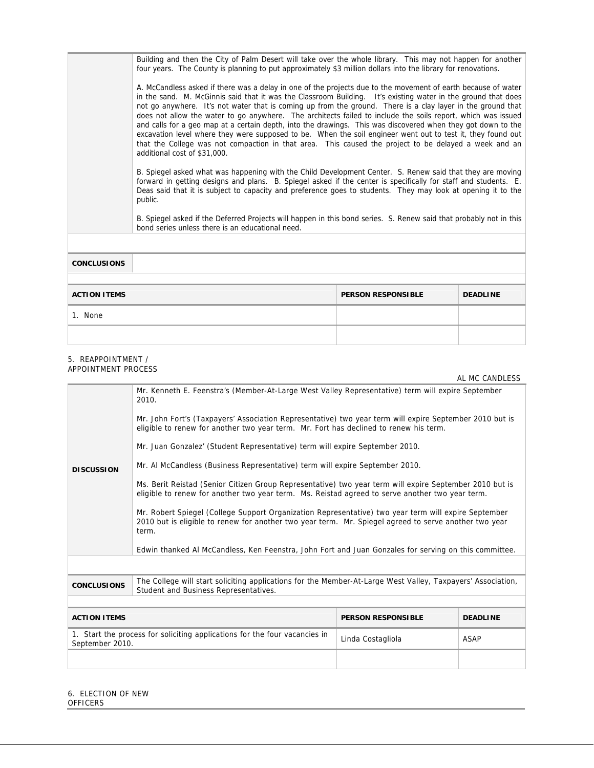| | |
|---|---|
| | Building and then the City of Palm Desert will take over the whole library. This may not happen for another four years. The County is planning to put approximately $3 million dollars into the library for renovations.<br><br>A. McCandless asked if there was a delay in one of the projects due to the movement of earth because of water in the sand. M. McGinnis said that it was the Classroom Building. It's existing water in the ground that does not go anywhere. It's not water that is coming up from the ground. There is a clay layer in the ground that does not allow the water to go anywhere. The architects failed to include the soils report, which was issued and calls for a geo map at a certain depth, into the drawings. This was discovered when they got down to the excavation level where they were supposed to be. When the soil engineer went out to test it, they found out that the College was not compaction in that area. This caused the project to be delayed a week and an additional cost of $31,000.<br><br>B. Spiegel asked what was happening with the Child Development Center. S. Renew said that they are moving forward in getting designs and plans. B. Spiegel asked if the center is specifically for staff and students. E. Deas said that it is subject to capacity and preference goes to students. They may look at opening it to the public.<br><br>B. Spiegel asked if the Deferred Projects will happen in this bond series. S. Renew said that probably not in this bond series unless there is an educational need. |
| **CONCLUSIONS** | |

| **ACTION ITEMS** | **PERSON RESPONSIBLE** | **DEADLINE** |
|---|---|---|
| 1. None | | |
| | | |

5. REAPPOINTMENT / APPOINTMENT PROCESS

AL MC CANDLESS

| | |
|---|---|
| **DISCUSSION** | Mr. Kenneth E. Feenstra's (Member-At-Large West Valley Representative) term will expire September 2010.<br><br>Mr. John Fort's (Taxpayers' Association Representative) two year term will expire September 2010 but is eligible to renew for another two year term. Mr. Fort has declined to renew his term.<br><br>Mr. Juan Gonzalez' (Student Representative) term will expire September 2010.<br><br>Mr. Al McCandless (Business Representative) term will expire September 2010.<br><br>Ms. Berit Reistad (Senior Citizen Group Representative) two year term will expire September 2010 but is eligible to renew for another two year term. Ms. Reistad agreed to serve another two year term.<br><br>Mr. Robert Spiegel (College Support Organization Representative) two year term will expire September 2010 but is eligible to renew for another two year term. Mr. Spiegel agreed to serve another two year term.<br><br>Edwin thanked Al McCandless, Ken Feenstra, John Fort and Juan Gonzales for serving on this committee. |
| **CONCLUSIONS** | The College will start soliciting applications for the Member-At-Large West Valley, Taxpayers' Association, Student and Business Representatives. |

| **ACTION ITEMS** | **PERSON RESPONSIBLE** | **DEADLINE** |
|---|---|---|
| 1. Start the process for soliciting applications for the four vacancies in September 2010. | Linda Costagliola | ASAP |
| | | |

6. ELECTION OF NEW OFFICERS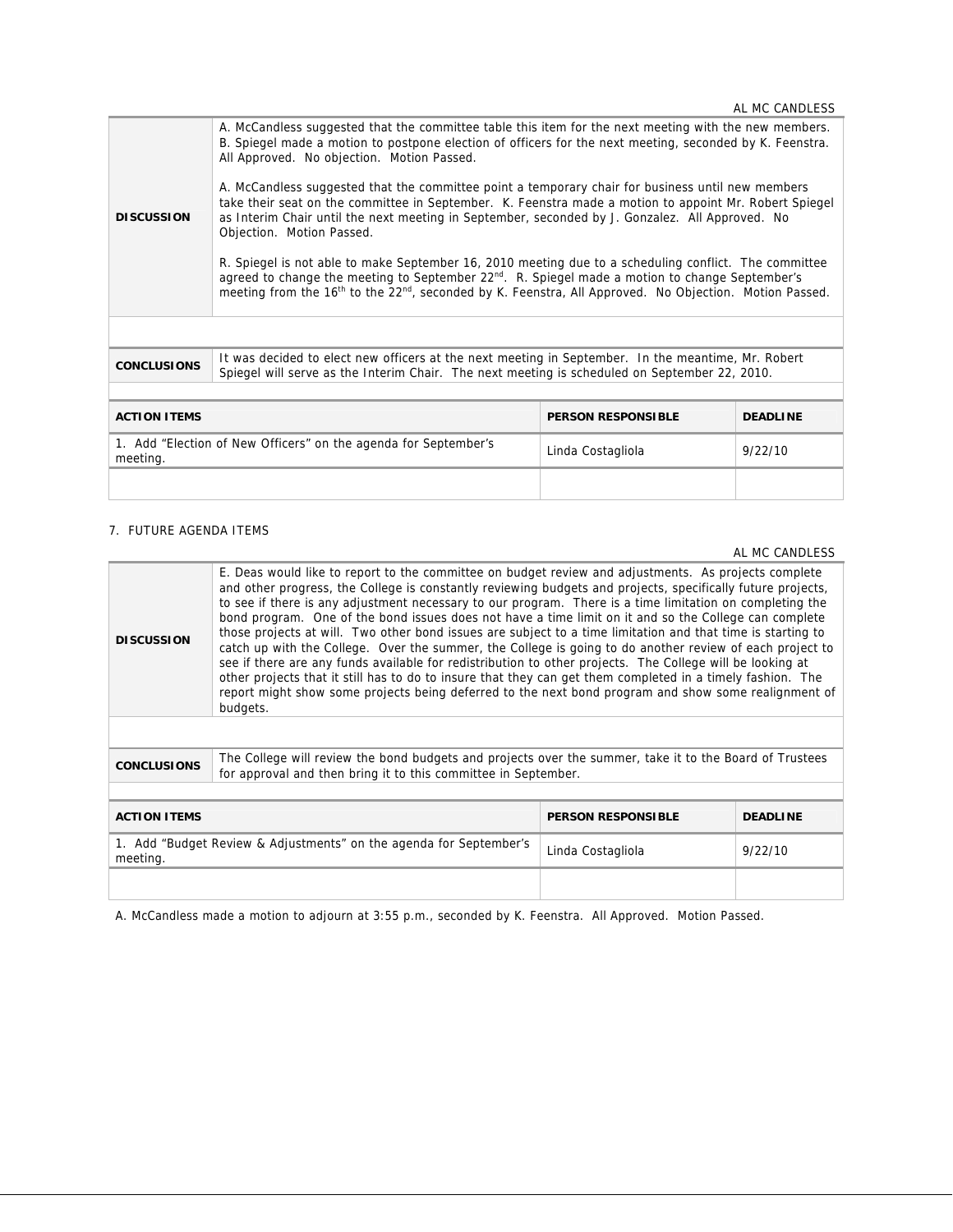AL MC CANDLESS

| | |
|---|---|
| **DISCUSSION** | A. McCandless suggested that the committee table this item for the next meeting with the new members. B. Spiegel made a motion to postpone election of officers for the next meeting, seconded by K. Feenstra. All Approved. No objection. Motion Passed.<br><br>A. McCandless suggested that the committee point a temporary chair for business until new members take their seat on the committee in September. K. Feenstra made a motion to appoint Mr. Robert Spiegel as Interim Chair until the next meeting in September, seconded by J. Gonzalez. All Approved. No Objection. Motion Passed.<br><br>R. Spiegel is not able to make September 16, 2010 meeting due to a scheduling conflict. The committee agreed to change the meeting to September 22nd. R. Spiegel made a motion to change September's meeting from the 16th to the 22nd, seconded by K. Feenstra, All Approved. No Objection. Motion Passed. |
| | |
| **CONCLUSIONS** | It was decided to elect new officers at the next meeting in September. In the meantime, Mr. Robert Spiegel will serve as the Interim Chair. The next meeting is scheduled on September 22, 2010. |

| **ACTION ITEMS** | **PERSON RESPONSIBLE** | **DEADLINE** |
|---|---|---|
| 1. Add "Election of New Officers" on the agenda for September's meeting. | Linda Costagliola | 9/22/10 |
| | | |

7. FUTURE AGENDA ITEMS

AL MC CANDLESS

| | |
|---|---|
| **DISCUSSION** | E. Deas would like to report to the committee on budget review and adjustments. As projects complete and other progress, the College is constantly reviewing budgets and projects, specifically future projects, to see if there is any adjustment necessary to our program. There is a time limitation on completing the bond program. One of the bond issues does not have a time limit on it and so the College can complete those projects at will. Two other bond issues are subject to a time limitation and that time is starting to catch up with the College. Over the summer, the College is going to do another review of each project to see if there are any funds available for redistribution to other projects. The College will be looking at other projects that it still has to do to insure that they can get them completed in a timely fashion. The report might show some projects being deferred to the next bond program and show some realignment of budgets. |
| | |
| **CONCLUSIONS** | The College will review the bond budgets and projects over the summer, take it to the Board of Trustees for approval and then bring it to this committee in September. |

| **ACTION ITEMS** | **PERSON RESPONSIBLE** | **DEADLINE** |
|---|---|---|
| 1. Add "Budget Review & Adjustments" on the agenda for September's meeting. | Linda Costagliola | 9/22/10 |
| | | |

A. McCandless made a motion to adjourn at 3:55 p.m., seconded by K. Feenstra. All Approved. Motion Passed.